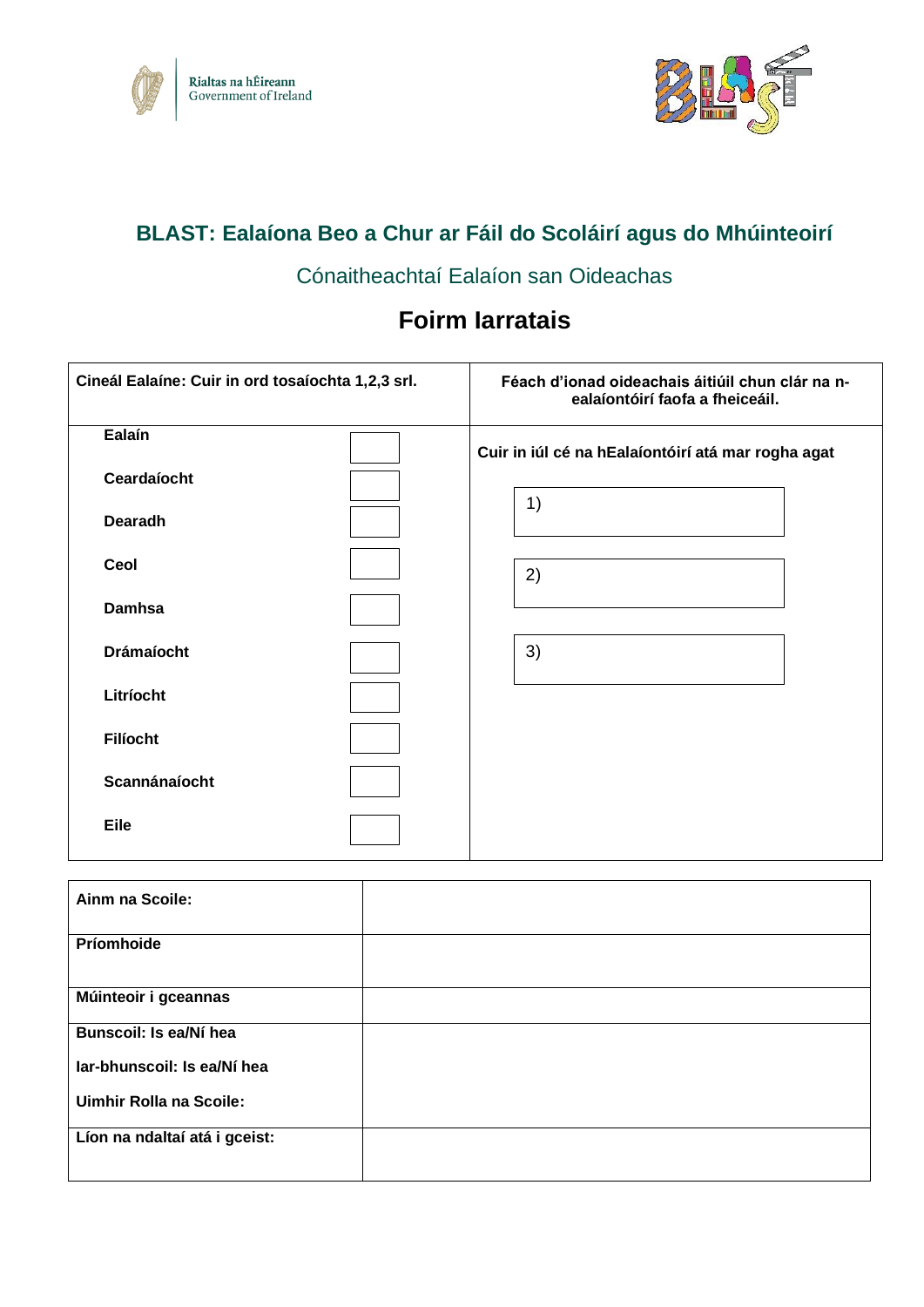Rialtas na hÉireann
Government of Ireland

## BLAST: Ealaíona Beo a Chur ar Fáil do Scoláirí agus do Mhúinteoirí

Cónaitheachtaí Ealaíon san Oideachas

# Foirm Iarratais

| Cineál Ealaíne: Cuir in ord tosaíochta 1,2,3 srl. | | Féach d'ionad oideachais áitiúil chun clár na n-ealaíontóirí faofa a fheiceáil. |
|---|---|---|
| Ealaín | | Cuir in iúl cé na hEalaíontóirí atá mar rogha agat |
| Ceardaíocht | | 1) |
| Dearadh | | |
| Ceol | | 2) |
| Damhsa | | |
| Drámaíocht | | 3) |
| Litríocht | | |
| Filíocht | | |
| Scannánaíocht | | |
| Eile | | |

| Ainm na Scoile: | |
|---|---|
| Príomhoide | |
| Múinteoir i gceannas | |
| Bunscoil: Is ea/Ní hea<br>Iar-bhunscoil: Is ea/Ní hea<br>Uimhir Rolla na Scoile: | |
| Líon na ndaltaí atá i gceist: | |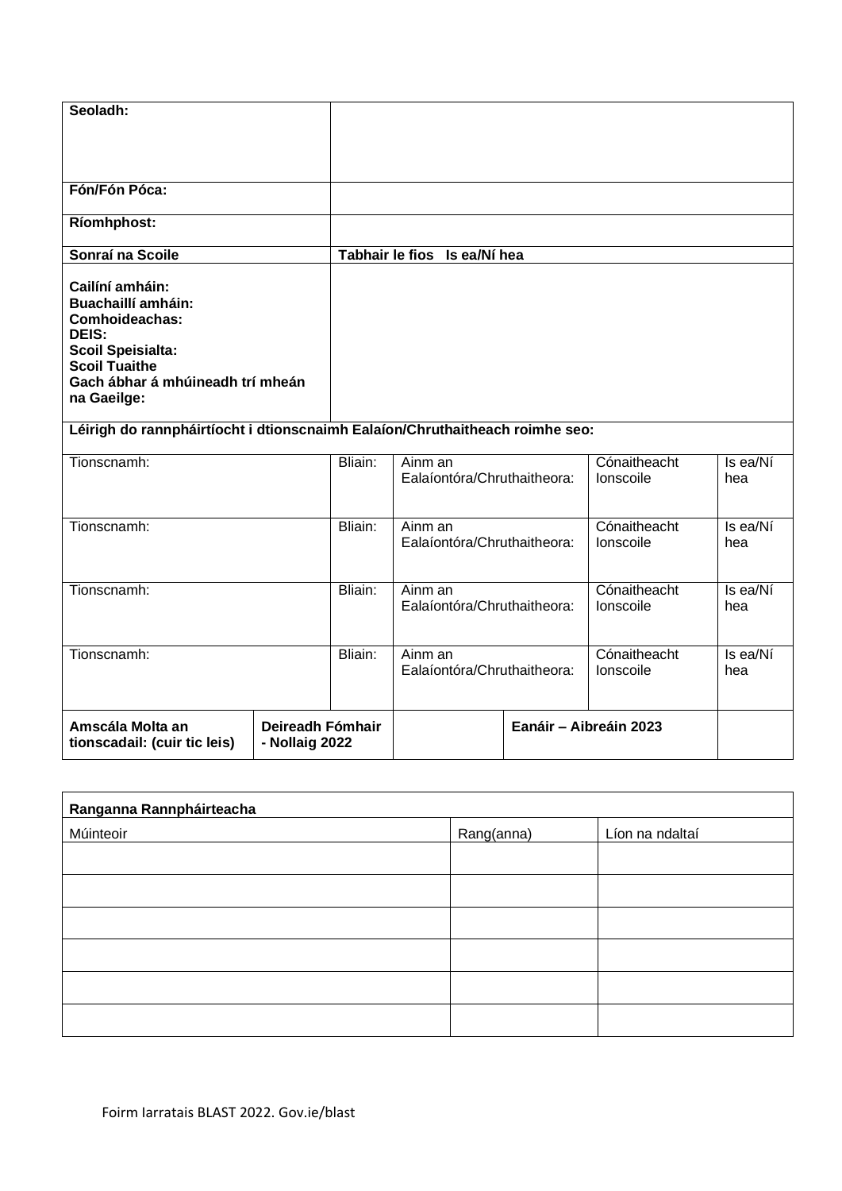| **Seoladh:** | | | | | |
|---|---|---|---|---|---|
| **Fón/Fón Póca:** | | | | | |
| **Ríomhphost:** | | | | | |
| **Sonraí na Scoile** | **Tabhair le fios Is ea/Ní hea** | | | | |
| **Cailíní amháin:**<br>**Buachaillí amháin:**<br>**Comhoideachas:**<br>**DEIS:**<br>**Scoil Speisialta:**<br>**Scoil Tuaithe**<br>**Gach ábhar á mhúineadh trí mheán na Gaeilge:** | | | | | |
| **Léirigh do rannpháirtíocht i dtionscnaimh Ealaíon/Chruthaitheach roimhe seo:** | | | | | |
| Tionscnamh: | Bliain: | Ainm an Ealaíontóra/Chruthaitheora: | | Cónaitheacht Ionscoile | Is ea/Ní hea |
| Tionscnamh: | Bliain: | Ainm an Ealaíontóra/Chruthaitheora: | | Cónaitheacht Ionscoile | Is ea/Ní hea |
| Tionscnamh: | Bliain: | Ainm an Ealaíontóra/Chruthaitheora: | | Cónaitheacht Ionscoile | Is ea/Ní hea |
| Tionscnamh: | Bliain: | Ainm an Ealaíontóra/Chruthaitheora: | | Cónaitheacht Ionscoile | Is ea/Ní hea |
| **Amscála Molta an tionscadail: (cuir tic leis)** | **Deireadh Fómhair - Nollaig 2022** | | **Eanáir – Aibreáin 2023** | | |

| **Ranganna Rannpháirteacha** | | |
|---|---|---|
| Múinteoir | Rang(anna) | Líon na ndaltaí |
| | | |
| | | |
| | | |
| | | |
| | | |
| | | |

Foirm Iarratais BLAST 2022. Gov.ie/blast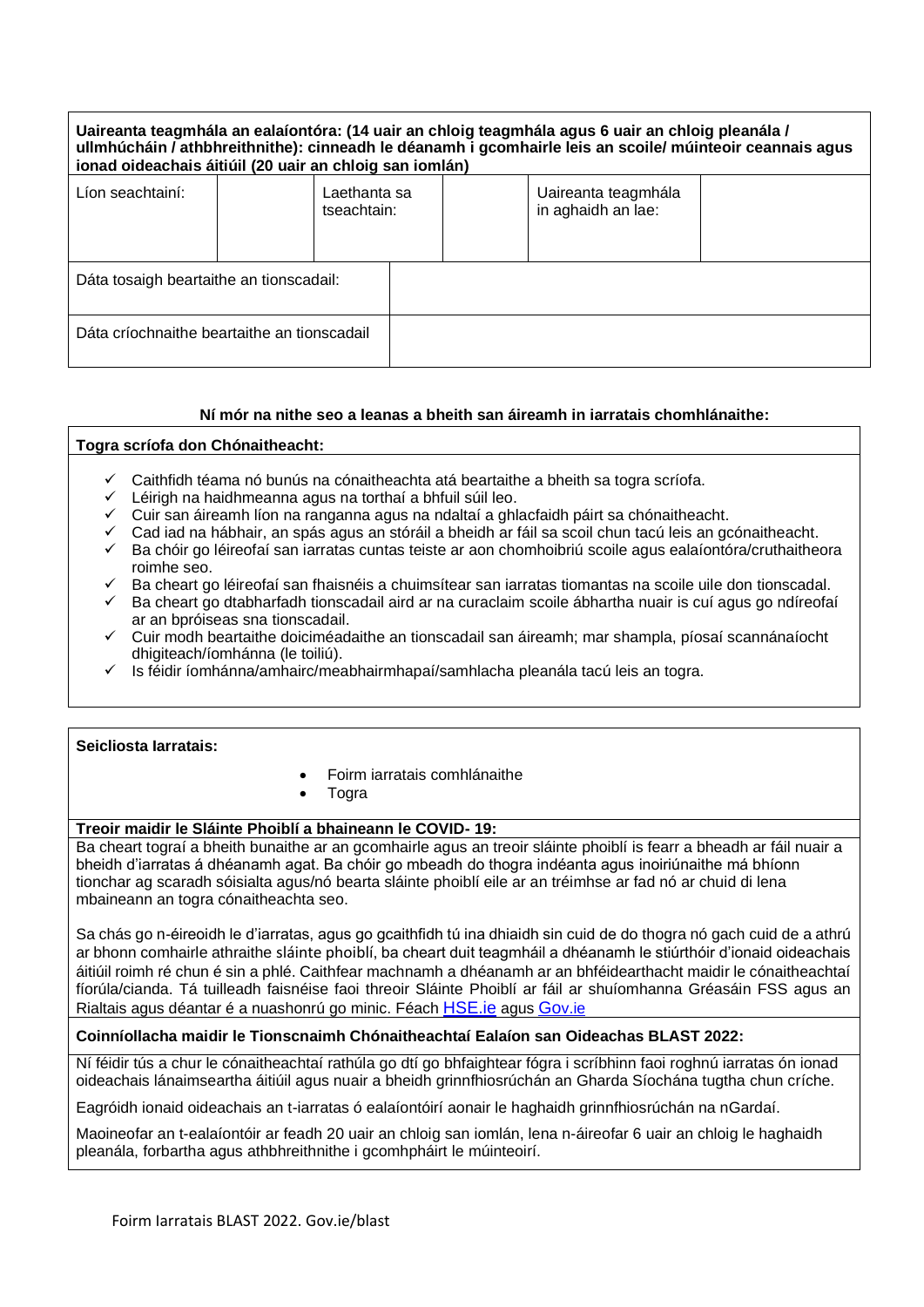| **Uaireanta teagmhála an ealaíontóra: (14 uair an chloig teagmhála agus 6 uair an chloig pleanála / ullmhúcháin / athbhreithnithe): cinneadh le déanamh i gcomhairle leis an scoile/ múinteoir ceannais agus ionad oideachais áitiúil (20 uair an chloig san iomlán)** | | | | | |
|---|---|---|---|---|---|
| Líon seachtainí: | | Laethanta sa tseachtain: | | Uaireanta teagmhála in aghaidh an lae: | |
| Dáta tosaigh beartaithe an tionscadail: | | | | | |
| Dáta críochnaithe beartaithe an tionscadail | | | | | |

**Ní mór na nithe seo a leanas a bheith san áireamh in iarratais chomhlánaithe:**

**Togra scríofa don Chónaitheacht:**

- ✓ Caithfidh téama nó bunús na cónaitheachta atá beartaithe a bheith sa togra scríofa.
- ✓ Léirigh na haidhmeanna agus na torthaí a bhfuil súil leo.
- ✓ Cuir san áireamh líon na ranganna agus na ndaltaí a ghlacfaidh páirt sa chónaitheacht.
- ✓ Cad iad na hábhair, an spás agus an stóráil a bheidh ar fáil sa scoil chun tacú leis an gcónaitheacht.
- ✓ Ba chóir go léireofaí san iarratas cuntas teiste ar aon chomhoibriú scoile agus ealaíontóra/cruthaitheora roimhe seo.
- ✓ Ba cheart go léireofaí san fhaisnéis a chuimsítear san iarratas tiomantas na scoile uile don tionscadal.
- ✓ Ba cheart go dtabharfadh tionscadail aird ar na curaclaim scoile ábhartha nuair is cuí agus go ndíreofaí ar an bpróiseas sna tionscadail.
- ✓ Cuir modh beartaithe doiciméadaithe an tionscadail san áireamh; mar shampla, píosaí scannánaíocht dhigiteach/íomhánna (le toiliú).
- ✓ Is féidir íomhánna/amhairc/meabhairmhapaí/samhlacha pleanála tacú leis an togra.

**Seicliosta Iarratais:**

- Foirm iarratais comhlánaithe
- Togra

**Treoir maidir le Sláinte Phoiblí a bhaineann le COVID- 19:**

Ba cheart tograí a bheith bunaithe ar an gcomhairle agus an treoir sláinte phoiblí is fearr a bheadh ar fáil nuair a bheidh d'iarratas á dhéanamh agat. Ba chóir go mbeadh do thogra indéanta agus inoiriúnaithe má bhíonn tionchar ag scaradh sóisialta agus/nó bearta sláinte phoiblí eile ar an tréimhse ar fad nó ar chuid di lena mbaineann an togra cónaitheachta seo.

Sa chás go n-éireoidh le d'iarratas, agus go gcaithfidh tú ina dhiaidh sin cuid de do thogra nó gach cuid de a athrú ar bhonn comhairle athraithe sláinte phoiblí, ba cheart duit teagmháil a dhéanamh le stiúrthóir d'ionaid oideachais áitiúil roimh ré chun é sin a phlé. Caithfear machnamh a dhéanamh ar an bhféidearthacht maidir le cónaitheachtaí fíorúla/cianda. Tá tuilleadh faisnéise faoi threoir Sláinte Phoiblí ar fáil ar shuíomhanna Gréasáin FSS agus an Rialtais agus déantar é a nuashonrú go minic. Féach HSE.ie agus Gov.ie

**Coinníollacha maidir le Tionscnaimh Chónaitheachtaí Ealaíon san Oideachas BLAST 2022:**

Ní féidir tús a chur le cónaitheachtaí rathúla go dtí go bhfaightear fógra i scríbhinn faoi roghnú iarratas ón ionad oideachais lánaimseartha áitiúil agus nuair a bheidh grinnfhiosrúchán an Gharda Síochána tugtha chun críche.

Eagróidh ionaid oideachais an t-iarratas ó ealaíontóirí aonair le haghaidh grinnfhiosrúchán na nGardaí.

Maoineofar an t-ealaíontóir ar feadh 20 uair an chloig san iomlán, lena n-áireofar 6 uair an chloig le haghaidh pleanála, forbartha agus athbhreithnithe i gcomhpháirt le múinteoirí.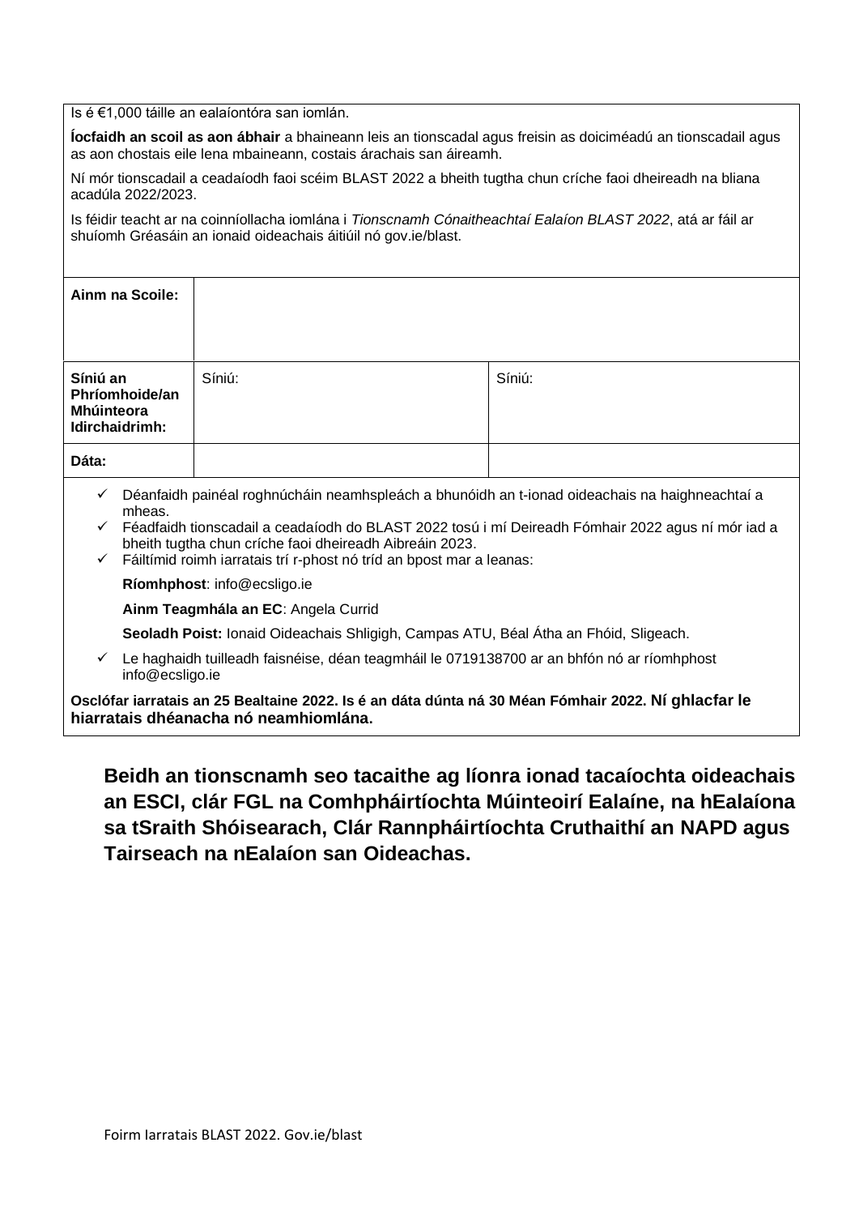Is é €1,000 táille an ealaíontóra san iomlán.

**Íocfaidh an scoil as aon ábhair** a bhaineann leis an tionscadal agus freisin as doiciméadú an tionscadail agus as aon chostais eile lena mbaineann, costais árachais san áireamh.

Ní mór tionscadail a ceadaíodh faoi scéim BLAST 2022 a bheith tugtha chun críche faoi dheireadh na bliana acadúla 2022/2023.

Is féidir teacht ar na coinníollacha iomlána i *Tionscnamh Cónaitheachtaí Ealaíon BLAST 2022*, atá ar fáil ar shuíomh Gréasáin an ionaid oideachais áitiúil nó gov.ie/blast.

| | | |
|---|---|---|
| **Ainm na Scoile:** | | |
| **Síniú an Phríomhoide/an Mhúinteora Idirchaidrimh:** | Síniú: | Síniú: |
| **Dáta:** | | |

- ✓ Déanfaidh painéal roghnúcháin neamhspleách a bhunóidh an t-ionad oideachais na haighneachtaí a mheas.
- ✓ Féadfaidh tionscadail a ceadaíodh do BLAST 2022 tosú i mí Deireadh Fómhair 2022 agus ní mór iad a bheith tugtha chun críche faoi dheireadh Aibreáin 2023.
- ✓ Fáiltímid roimh iarratais trí r-phost nó tríd an bpost mar a leanas:

  **Ríomhphost**: info@ecsligo.ie

  **Ainm Teagmhála an EC**: Angela Currid

  **Seoladh Poist:** Ionaid Oideachais Shligigh, Campas ATU, Béal Átha an Fhóid, Sligeach.

- ✓ Le haghaidh tuilleadh faisnéise, déan teagmháil le 0719138700 ar an bhfón nó ar ríomhphost info@ecsligo.ie

**Osclófar iarratais an 25 Bealtaine 2022. Is é an dáta dúnta ná 30 Méan Fómhair 2022. Ní ghlacfar le hiarratais dhéanacha nó neamhiomlána.**

**Beidh an tionscnamh seo tacaithe ag líonra ionad tacaíochta oideachais an ESCI, clár FGL na Comhpháirtíochta Múinteoirí Ealaíne, na hEalaíona sa tSraith Shóisearach, Clár Rannpháirtíochta Cruthaithí an NAPD agus Tairseach na nEalaíon san Oideachas.**